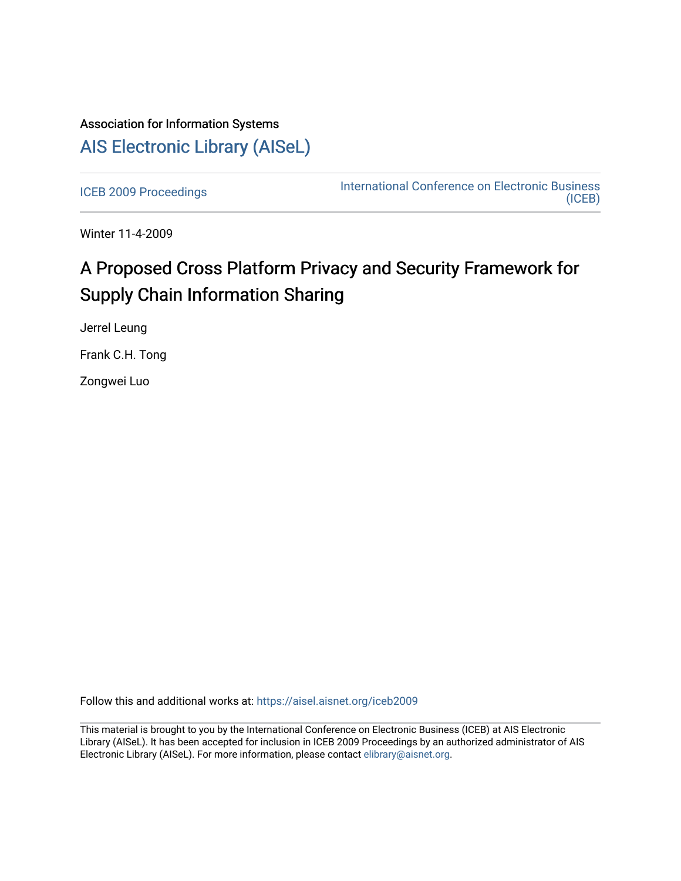Association for Information Systems

# AIS Electronic Library (AISeL)

ICEB 2009 Proceedings

International Conference on Electronic Business (ICEB)

Winter 11-4-2009

## A Proposed Cross Platform Privacy and Security Framework for Supply Chain Information Sharing

Jerrel Leung

Frank C.H. Tong

Zongwei Luo

Follow this and additional works at: https://aisel.aisnet.org/iceb2009

This material is brought to you by the International Conference on Electronic Business (ICEB) at AIS Electronic Library (AISeL). It has been accepted for inclusion in ICEB 2009 Proceedings by an authorized administrator of AIS Electronic Library (AISeL). For more information, please contact elibrary@aisnet.org.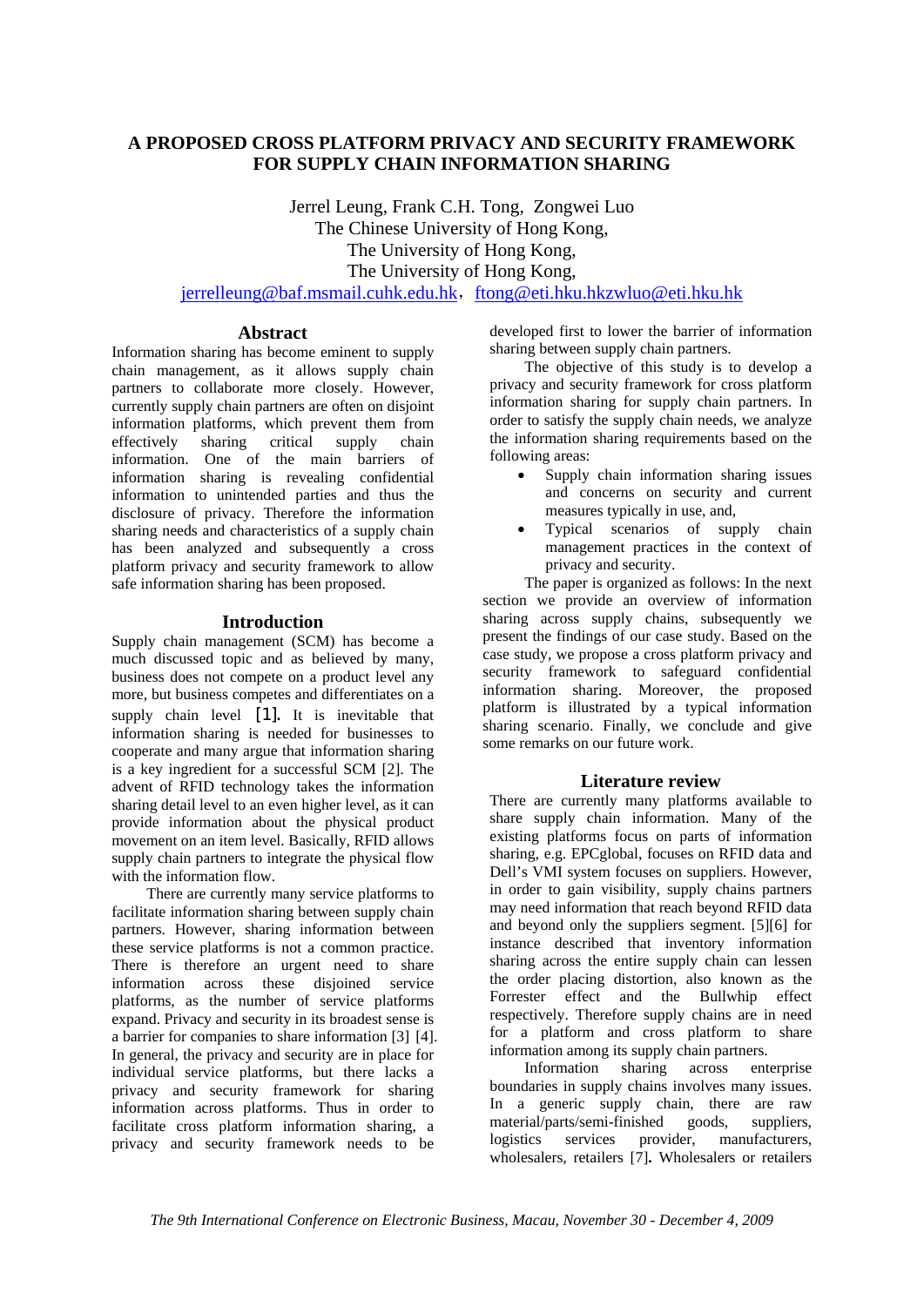# A PROPOSED CROSS PLATFORM PRIVACY AND SECURITY FRAMEWORK FOR SUPPLY CHAIN INFORMATION SHARING

Jerrel Leung, Frank C.H. Tong, Zongwei Luo
The Chinese University of Hong Kong,
The University of Hong Kong,
The University of Hong Kong,
jerrelleung@baf.msmail.cuhk.edu.hk, ftong@eti.hku.hkzwluo@eti.hku.hk

## Abstract

Information sharing has become eminent to supply chain management, as it allows supply chain partners to collaborate more closely. However, currently supply chain partners are often on disjoint information platforms, which prevent them from effectively sharing critical supply chain information. One of the main barriers of information sharing is revealing confidential information to unintended parties and thus the disclosure of privacy. Therefore the information sharing needs and characteristics of a supply chain has been analyzed and subsequently a cross platform privacy and security framework to allow safe information sharing has been proposed.

## Introduction

Supply chain management (SCM) has become a much discussed topic and as believed by many, business does not compete on a product level any more, but business competes and differentiates on a supply chain level [1]. It is inevitable that information sharing is needed for businesses to cooperate and many argue that information sharing is a key ingredient for a successful SCM [2]. The advent of RFID technology takes the information sharing detail level to an even higher level, as it can provide information about the physical product movement on an item level. Basically, RFID allows supply chain partners to integrate the physical flow with the information flow.

There are currently many service platforms to facilitate information sharing between supply chain partners. However, sharing information between these service platforms is not a common practice. There is therefore an urgent need to share information across these disjoined service platforms, as the number of service platforms expand. Privacy and security in its broadest sense is a barrier for companies to share information [3] [4]. In general, the privacy and security are in place for individual service platforms, but there lacks a privacy and security framework for sharing information across platforms. Thus in order to facilitate cross platform information sharing, a privacy and security framework needs to be developed first to lower the barrier of information sharing between supply chain partners.

The objective of this study is to develop a privacy and security framework for cross platform information sharing for supply chain partners. In order to satisfy the supply chain needs, we analyze the information sharing requirements based on the following areas:

- Supply chain information sharing issues and concerns on security and current measures typically in use, and,
- Typical scenarios of supply chain management practices in the context of privacy and security.

The paper is organized as follows: In the next section we provide an overview of information sharing across supply chains, subsequently we present the findings of our case study. Based on the case study, we propose a cross platform privacy and security framework to safeguard confidential information sharing. Moreover, the proposed platform is illustrated by a typical information sharing scenario. Finally, we conclude and give some remarks on our future work.

## Literature review

There are currently many platforms available to share supply chain information. Many of the existing platforms focus on parts of information sharing, e.g. EPCglobal, focuses on RFID and Dell's VMI system focuses on suppliers. However, in order to gain visibility, supply chains partners may need information that reach beyond RFID data and beyond only the suppliers segment. [5][6] for instance described that inventory information sharing across the entire supply chain can lessen the order placing distortion, also known as the Forrester effect and the Bullwhip effect respectively. Therefore supply chains are in need for a platform and cross platform to share information among its supply chain partners.

Information sharing across enterprise boundaries in supply chains involves many issues. In a generic supply chain, there are raw material/parts/semi-finished goods, suppliers, logistics services provider, manufacturers, wholesalers, retailers [7]. Wholesalers or retailers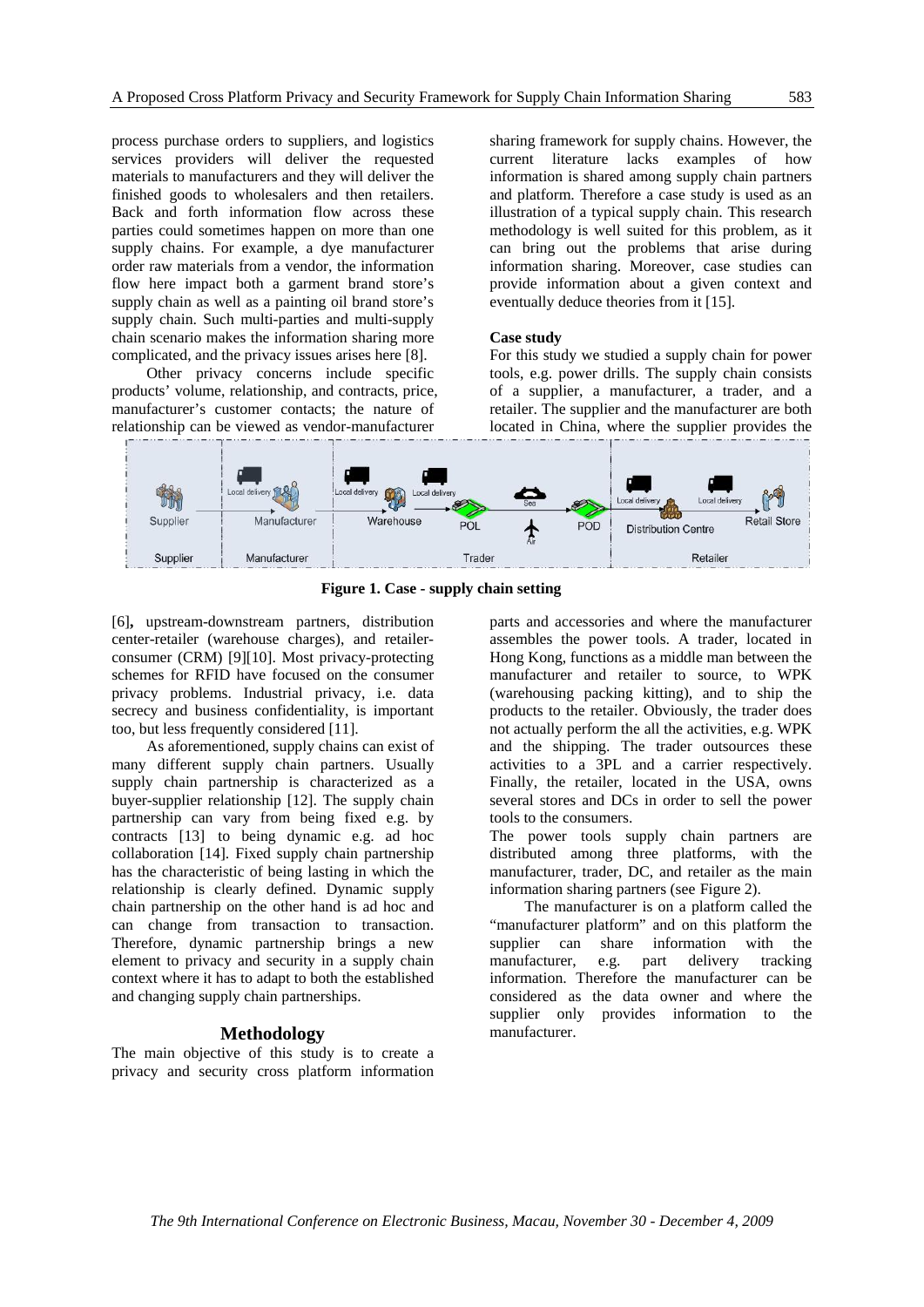process purchase orders to suppliers, and logistics services providers will deliver the requested materials to manufacturers and they will deliver the finished goods to wholesalers and then retailers. Back and forth information flow across these parties could sometimes happen on more than one supply chains. For example, a dye manufacturer order raw materials from a vendor, the information flow here impact both a garment brand store's supply chain as well as a painting oil brand store's supply chain. Such multi-parties and multi-supply chain scenario makes the information sharing more complicated, and the privacy issues arises here [8].

Other privacy concerns include specific products' volume, relationship, and contracts, price, manufacturer's customer contacts; the nature of relationship can be viewed as vendor-manufacturer [6], upstream-downstream partners, distribution center-retailer (warehouse charges), and retailer-consumer (CRM) [9][10]. Most privacy-protecting schemes for RFID have focused on the consumer privacy problems. Industrial privacy, i.e. data secrecy and business confidentiality, is important too, but less frequently considered [11].

As aforementioned, supply chains can exist of many different supply chain partners. Usually supply chain partnership is characterized as a buyer-supplier relationship [12]. The supply chain partnership can vary from being fixed e.g. by contracts [13] to being dynamic e.g. ad hoc collaboration [14]. Fixed supply chain partnership has the characteristic of being lasting in which the relationship is clearly defined. Dynamic supply chain partnership on the other hand is ad hoc and can change from transaction to transaction. Therefore, dynamic partnership brings a new element to privacy and security in a supply chain context where it has to adapt to both the established and changing supply chain partnerships.

## Methodology

The main objective of this study is to create a privacy and security cross platform information sharing framework for supply chains. However, the current literature lacks examples of how information is shared among supply chain partners and platform. Therefore a case study is used as an illustration of a typical supply chain. This research methodology is well suited for this problem, as it can bring out the problems that arise during information sharing. Moreover, case studies can provide information about a given context and eventually deduce theories from it [15].

**Case study**

For this study we studied a supply chain for power tools, e.g. power drills. The supply chain consists of a supplier, a manufacturer, a trader, and a retailer. The supplier and the manufacturer are both located in China, where the supplier provides the parts and accessories and where the manufacturer assembles the power tools. A trader, located in Hong Kong, functions as a middle man between the manufacturer and retailer to source, to WPK (warehousing packing kitting), and to ship the products to the retailer. Obviously, the trader does not actually perform the all the activities, e.g. WPK and the shipping. The trader outsources these activities to a 3PL and a carrier respectively. Finally, the retailer, located in the USA, owns several stores and DCs in order to sell the power tools to the consumers.

**Figure 1. Case - supply chain setting**

The power tools supply chain partners are distributed among three platforms, with the manufacturer, trader, DC, and retailer as the main information sharing partners (see Figure 2).

The manufacturer is on a platform called the "manufacturer platform" and on this platform the supplier can share information with the manufacturer, e.g. part delivery tracking information. Therefore the manufacturer can be considered as the data owner and where the supplier only provides information to the manufacturer.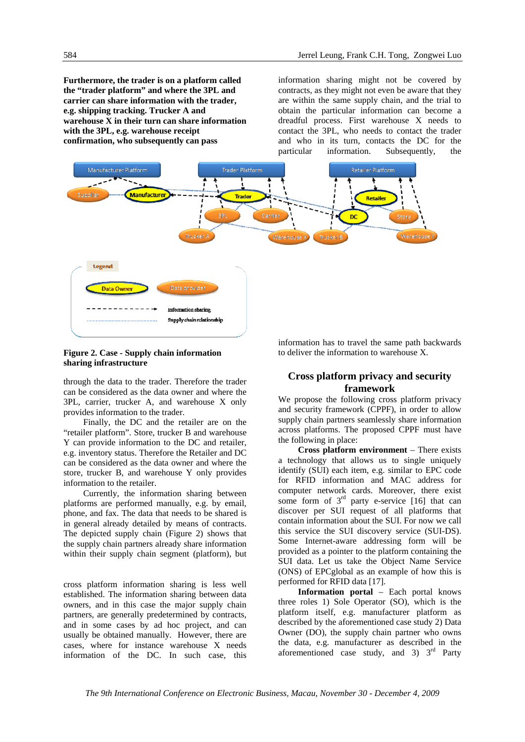**Furthermore, the trader is on a platform called the "trader platform" and where the 3PL and carrier can share information with the trader, e.g. shipping tracking. Trucker A and warehouse X in their turn can share information with the 3PL, e.g. warehouse receipt confirmation, who subsequently can pass**

**Figure 2. Case - Supply chain information sharing infrastructure**

through the data to the trader. Therefore the trader can be considered as the data owner and where the 3PL, carrier, trucker A, and warehouse X only provides information to the trader.

Finally, the DC and the retailer are on the "retailer platform". Store, trucker B and warehouse Y can provide information to the DC and retailer, e.g. inventory status. Therefore the Retailer and DC can be considered as the data owner and where the store, trucker B, and warehouse Y only provides information to the retailer.

Currently, the information sharing between platforms are performed manually, e.g. by email, phone, and fax. The data that needs to be shared is in general already detailed by means of contracts. The depicted supply chain (Figure 2) shows that the supply chain partners already share information within their supply chain segment (platform), but

cross platform information sharing is less well established. The information sharing between data owners, and in this case the major supply chain partners, are generally predetermined by contracts, and in some cases by ad hoc project, and can usually be obtained manually. However, there are cases, where for instance warehouse X needs information of the DC. In such case, this information sharing might not be covered by contracts, as they might not even be aware that they are within the same supply chain, and the trial to obtain the particular information can become a dreadful process. First warehouse X needs to contact the 3PL, who needs to contact the trader and who in its turn, contacts the DC for the particular information. Subsequently, the information has to travel the same path backwards to deliver the information to warehouse X.

## Cross platform privacy and security framework

We propose the following cross platform privacy and security framework (CPPF), in order to allow supply chain partners seamlessly share information across platforms. The proposed CPPF must have the following in place:

**Cross platform environment** – There exists a technology that allows us to single uniquely identify (SUI) each item, e.g. similar to EPC code for RFID information and MAC address for computer network cards. Moreover, there exist some form of 3rd party e-service [16] that can discover per SUI request of all platforms that contain information about the SUI. For now we call this service the SUI discovery service (SUI-DS). Some Internet-aware addressing form will be provided as a pointer to the platform containing the SUI data. Let us take the Object Name Service (ONS) of EPCglobal as an example of how this is performed for RFID data [17].

**Information portal** – Each portal knows three roles 1) Sole Operator (SO), which is the platform itself, e.g. manufacturer platform as described by the aforementioned case study 2) Data Owner (DO), the supply chain partner who owns the data, e.g. manufacturer as described in the aforementioned case study, and 3) 3rd Party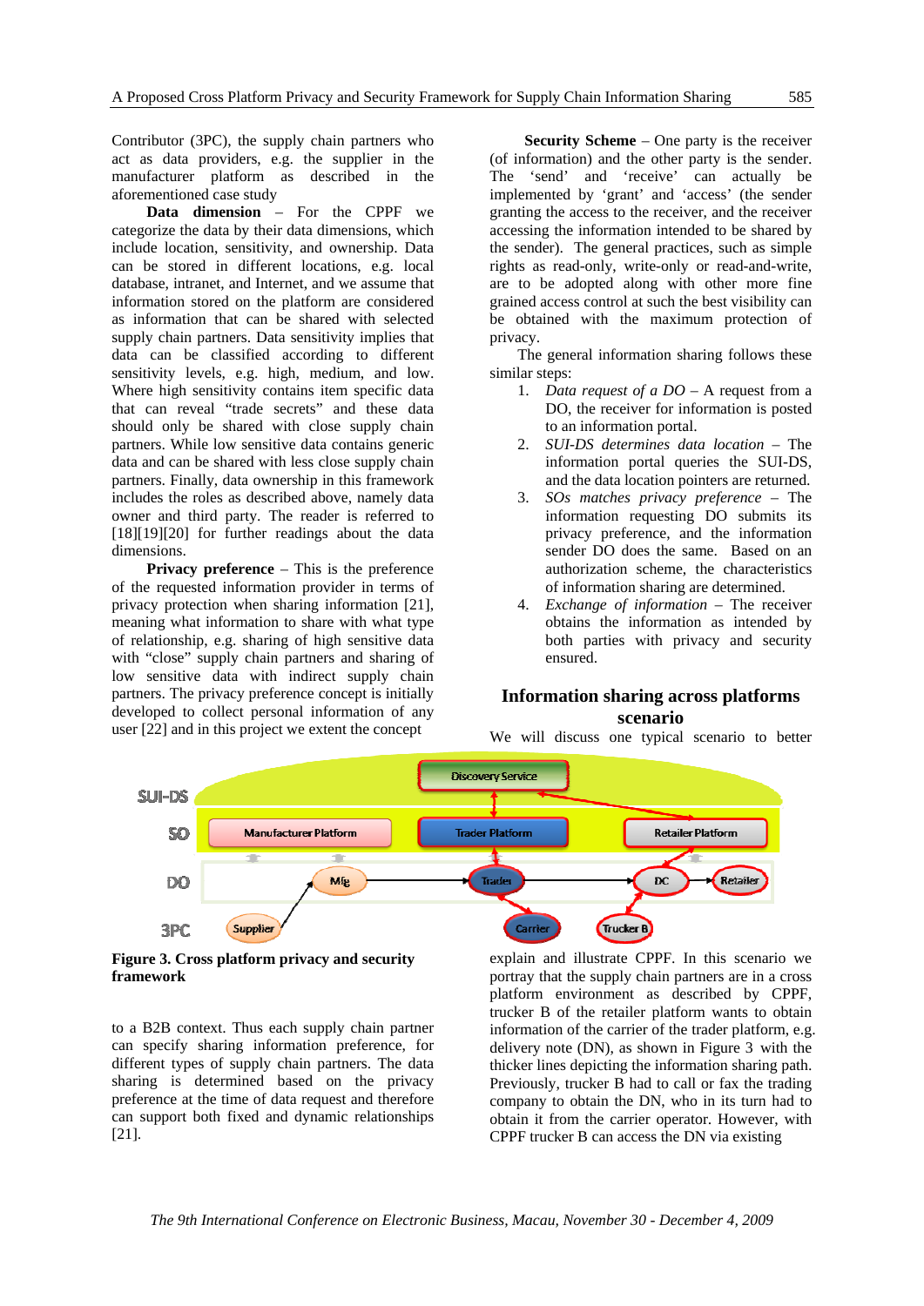Contributor (3PC), the supply chain partners who act as data providers, e.g. the supplier in the manufacturer platform as described in the aforementioned case study

**Data dimension** – For the CPPF we categorize the data by their data dimensions, which include location, sensitivity, and ownership. Data can be stored in different locations, e.g. local database, intranet, and Internet, and we assume that information stored on the platform are considered as information that can be shared with selected supply chain partners. Data sensitivity implies that data can be classified according to different sensitivity levels, e.g. high, medium, and low. Where high sensitivity contains item specific data that can reveal "trade secrets" and these data should only be shared with close supply chain partners. While low sensitive data contains generic data and can be shared with less close supply chain partners. Finally, data ownership in this framework includes the roles as described above, namely data owner and third party. The reader is referred to [18][19][20] for further readings about the data dimensions.

**Privacy preference** – This is the preference of the requested information provider in terms of privacy protection when sharing information [21], meaning what information to share with what type of relationship, e.g. sharing of high sensitive data with "close" supply chain partners and sharing of low sensitive data with indirect supply chain partners. The privacy preference concept is initially developed to collect personal information of any user [22] and in this project we extent the concept to a B2B context. Thus each supply chain partner can specify sharing information preference, for different types of supply chain partners. The data sharing is determined based on the privacy preference at the time of data request and therefore can support both fixed and dynamic relationships [21].

**Security Scheme** – One party is the receiver (of information) and the other party is the sender. The 'send' and 'receive' can actually be implemented by 'grant' and 'access' (the sender granting the access to the receiver, and the receiver accessing the information intended to be shared by the sender). The general practices, such as simple rights as read-only, write-only or read-and-write, are to be adopted along with other more fine grained access control at such the best visibility can be obtained with the maximum protection of privacy.

The general information sharing follows these similar steps:

1. *Data request of a DO* – A request from a DO, the receiver for information is posted to an information portal.
2. *SUI-DS determines data location* – The information portal queries the SUI-DS, and the data location pointers are returned.
3. *SOs matches privacy preference* – The information requesting DO submits its privacy preference, and the information sender DO does the same. Based on an authorization scheme, the characteristics of information sharing are determined.
4. *Exchange of information* – The receiver obtains the information as intended by both parties with privacy and security ensured.

## Information sharing across platforms scenario

We will discuss one typical scenario to better explain and illustrate CPPF. In this scenario we portray that the supply chain partners are in a cross platform environment as described by CPPF, trucker B of the retailer platform wants to obtain information of the carrier of the trader platform, e.g. delivery note (DN), as shown in Figure 3 with the thicker lines depicting the information sharing path. Previously, trucker B had to call or fax the trading company to obtain the DN, who in its turn had to obtain it from the carrier operator. However, with CPPF trucker B can access the DN via existing

**Figure 3. Cross platform privacy and security framework**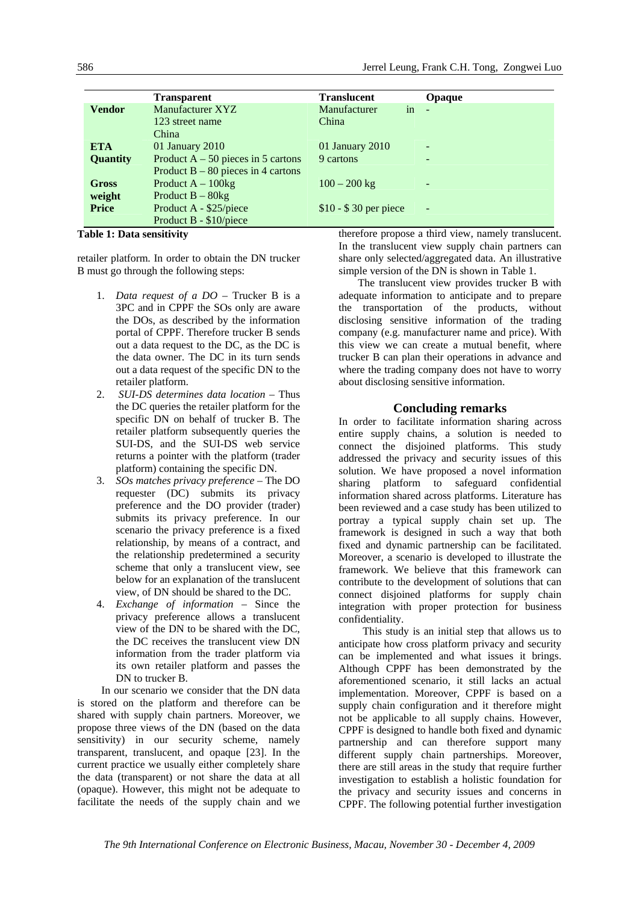| | Transparent | Translucent | Opaque |
|---|---|---|---|
| **Vendor** | Manufacturer XYZ<br>123 street name<br>China | Manufacturer in China | - |
| **ETA** | 01 January 2010 | 01 January 2010 | - |
| **Quantity** | Product A – 50 pieces in 5 cartons<br>Product B – 80 pieces in 4 cartons | 9 cartons | - |
| **Gross weight** | Product A – 100kg<br>Product B – 80kg | 100 – 200 kg | - |
| **Price** | Product A - $25/piece<br>Product B - $10/piece | $10 - $ 30 per piece | - |

**Table 1: Data sensitivity**

retailer platform. In order to obtain the DN trucker B must go through the following steps:

1. *Data request of a DO* – Trucker B is a 3PC and in CPPF the SOs only are aware the DOs, as described by the information portal of CPPF. Therefore trucker B sends out a data request to the DC, as the DC is the data owner. The DC in its turn sends out a data request of the specific DN to the retailer platform.
2. *SUI-DS determines data location* – Thus the DC queries the retailer platform for the specific DN on behalf of trucker B. The retailer platform subsequently queries the SUI-DS, and the SUI-DS web service returns a pointer with the platform (trader platform) containing the specific DN.
3. *SOs matches privacy preference* – The DO requester (DC) submits its privacy preference and the DO provider (trader) submits its privacy preference. In our scenario the privacy preference is a fixed relationship, by means of a contract, and the relationship predetermined a security scheme that only a translucent view, see below for an explanation of the translucent view, of DN should be shared to the DC.
4. *Exchange of information* – Since the privacy preference allows a translucent view of the DN to be shared with the DC, the DC receives the translucent view DN information from the trader platform via its own retailer platform and passes the DN to trucker B.

In our scenario we consider that the DN data is stored on the platform and therefore can be shared with supply chain partners. Moreover, we propose three views of the DN (based on the data sensitivity) in our security scheme, namely transparent, translucent, and opaque [23]. In the current practice we usually either completely share the data (transparent) or not share the data at all (opaque). However, this might not be adequate to facilitate the needs of the supply chain and we therefore propose a third view, namely translucent. In the translucent view supply chain partners can share only selected/aggregated data. An illustrative simple version of the DN is shown in Table 1.

The translucent view provides trucker B with adequate information to anticipate and to prepare the transportation of the products, without disclosing sensitive information of the trading company (e.g. manufacturer name and price). With this view we can create a mutual benefit, where trucker B can plan their operations in advance and where the trading company does not have to worry about disclosing sensitive information.

## Concluding remarks

In order to facilitate information sharing across entire supply chains, a solution is needed to connect the disjoined platforms. This study addressed the privacy and security issues of this solution. We have proposed a novel information sharing platform to safeguard confidential information shared across platforms. Literature has been reviewed and a case study has been utilized to portray a typical supply chain set up. The framework is designed in such a way that both fixed and dynamic partnership can be facilitated. Moreover, a scenario is developed to illustrate the framework. We believe that this framework can contribute to the development of solutions that can connect disjoined platforms for supply chain integration with proper protection for business confidentiality.

This study is an initial step that allows us to anticipate how cross platform privacy and security can be implemented and what issues it brings. Although CPPF has been demonstrated by the aforementioned scenario, it still lacks an actual implementation. Moreover, CPPF is based on a supply chain configuration and it therefore might not be applicable to all supply chains. However, CPPF is designed to handle both fixed and dynamic partnership and can therefore support many different supply chain partnerships. Moreover, there are still areas in the study that require further investigation to establish a holistic foundation for the privacy and security issues and concerns in CPPF. The following potential further investigation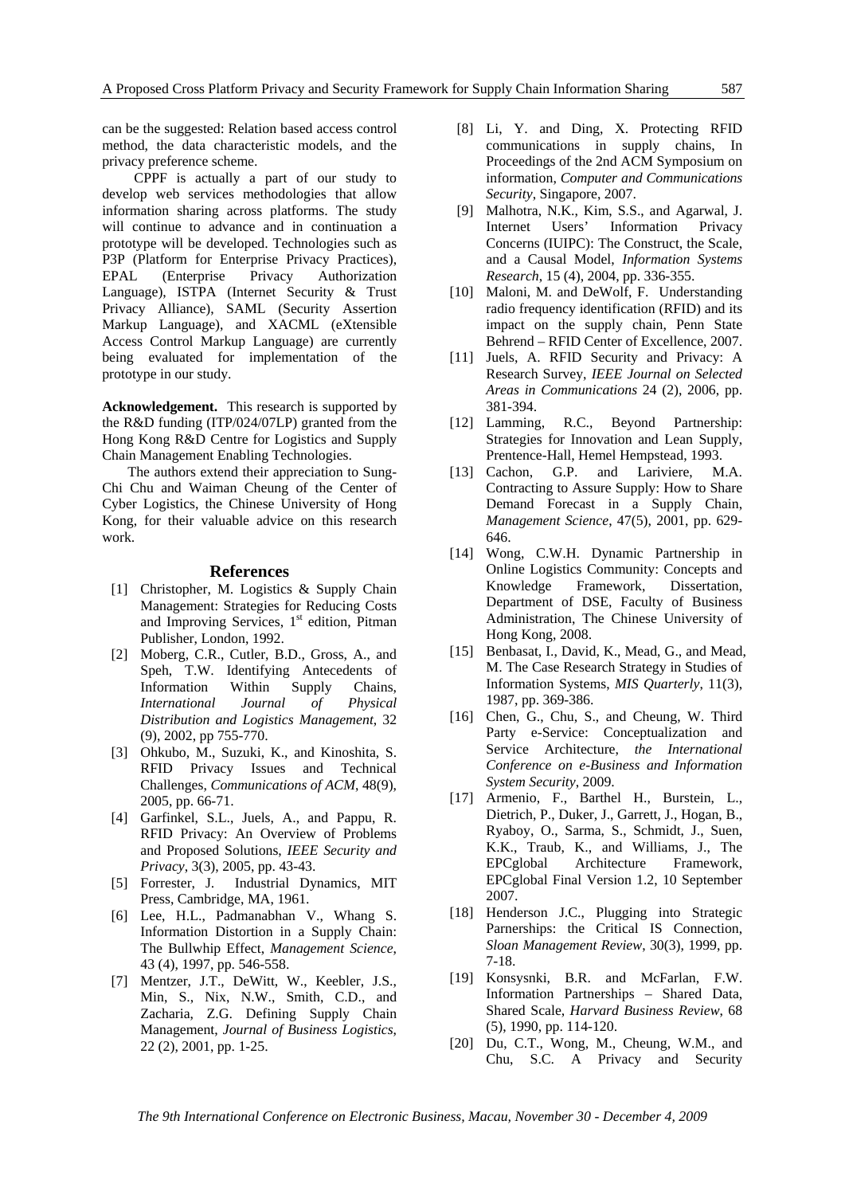can be the suggested: Relation based access control method, the data characteristic models, and the privacy preference scheme.

CPPF is actually a part of our study to develop web services methodologies that allow information sharing across platforms. The study will continue to advance and in continuation a prototype will be developed. Technologies such as P3P (Platform for Enterprise Privacy Practices), EPAL (Enterprise Privacy Authorization Language), ISTPA (Internet Security & Trust Privacy Alliance), SAML (Security Assertion Markup Language), and XACML (eXtensible Access Control Markup Language) are currently being evaluated for implementation of the prototype in our study.

**Acknowledgement.** This research is supported by the R&D funding (ITP/024/07LP) granted from the Hong Kong R&D Centre for Logistics and Supply Chain Management Enabling Technologies.

The authors extend their appreciation to Sung-Chi Chu and Waiman Cheung of the Center of Cyber Logistics, the Chinese University of Hong Kong, for their valuable advice on this research work.

## References

[1] Christopher, M. Logistics & Supply Chain Management: Strategies for Reducing Costs and Improving Services, 1st edition, Pitman Publisher, London, 1992.

[2] Moberg, C.R., Cutler, B.D., Gross, A., and Speh, T.W. Identifying Antecedents of Information Within Supply Chains, *International Journal of Physical Distribution and Logistics Management*, 32 (9), 2002, pp 755-770.

[3] Ohkubo, M., Suzuki, K., and Kinoshita, S. RFID Privacy Issues and Technical Challenges, *Communications of ACM*, 48(9), 2005, pp. 66-71.

[4] Garfinkel, S.L., Juels, A., and Pappu, R. RFID Privacy: An Overview of Problems and Proposed Solutions, *IEEE Security and Privacy*, 3(3), 2005, pp. 43-43.

[5] Forrester, J. Industrial Dynamics, MIT Press, Cambridge, MA, 1961.

[6] Lee, H.L., Padmanabhan V., Whang S. Information Distortion in a Supply Chain: The Bullwhip Effect, *Management Science*, 43 (4), 1997, pp. 546-558.

[7] Mentzer, J.T., DeWitt, W., Keebler, J.S., Min, S., Nix, N.W., Smith, C.D., and Zacharia, Z.G. Defining Supply Chain Management, *Journal of Business Logistics*, 22 (2), 2001, pp. 1-25.

[8] Li, Y. and Ding, X. Protecting RFID communications in supply chains, In Proceedings of the 2nd ACM Symposium on information, *Computer and Communications Security*, Singapore, 2007.

[9] Malhotra, N.K., Kim, S.S., and Agarwal, J. Internet Users' Information Privacy Concerns (IUIPC): The Construct, the Scale, and a Causal Model, *Information Systems Research*, 15 (4), 2004, pp. 336-355.

[10] Maloni, M. and DeWolf, F. Understanding radio frequency identification (RFID) and its impact on the supply chain, Penn State Behrend – RFID Center of Excellence, 2007.

[11] Juels, A. RFID Security and Privacy: A Research Survey, *IEEE Journal on Selected Areas in Communications* 24 (2), 2006, pp. 381-394.

[12] Lamming, R.C., Beyond Partnership: Strategies for Innovation and Lean Supply, Prentence-Hall, Hemel Hempstead, 1993.

[13] Cachon, G.P. and Lariviere, M.A. Contracting to Assure Supply: How to Share Demand Forecast in a Supply Chain, *Management Science*, 47(5), 2001, pp. 629-646.

[14] Wong, C.W.H. Dynamic Partnership in Online Logistics Community: Concepts and Knowledge Framework, Dissertation, Department of DSE, Faculty of Business Administration, The Chinese University of Hong Kong, 2008.

[15] Benbasat, I., David, K., Mead, G., and Mead, M. The Case Research Strategy in Studies of Information Systems, *MIS Quarterly*, 11(3), 1987, pp. 369-386.

[16] Chen, G., Chu, S., and Cheung, W. Third Party e-Service: Conceptualization and Service Architecture, *the International Conference on e-Business and Information System Security*, 2009.

[17] Armenio, F., Barthel H., Burstein, L., Dietrich, P., Duker, J., Garrett, J., Hogan, B., Ryaboy, O., Sarma, S., Schmidt, J., Suen, K.K., Traub, K., and Williams, J., The EPCglobal Architecture Framework, EPCglobal Final Version 1.2, 10 September 2007.

[18] Henderson J.C., Plugging into Strategic Parnerships: the Critical IS Connection, *Sloan Management Review*, 30(3), 1999, pp. 7-18.

[19] Konsysnki, B.R. and McFarlan, F.W. Information Partnerships – Shared Data, Shared Scale, *Harvard Business Review*, 68 (5), 1990, pp. 114-120.

[20] Du, C.T., Wong, M., Cheung, W.M., and Chu, S.C. A Privacy and Security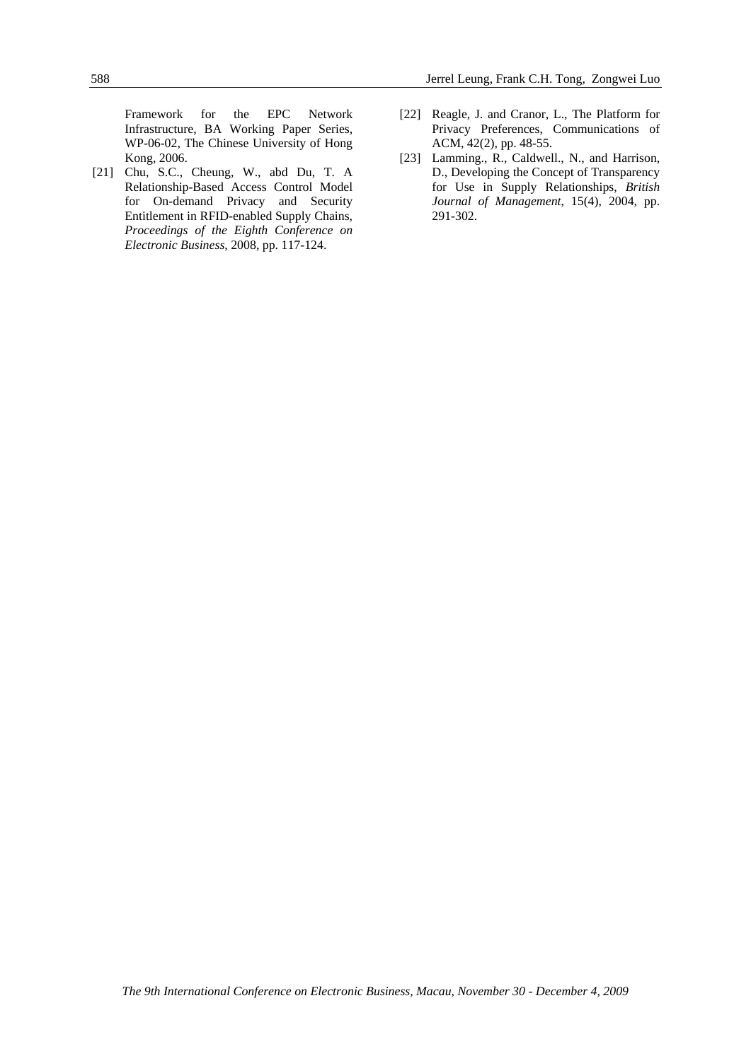Framework for the EPC Network Infrastructure, BA Working Paper Series, WP-06-02, The Chinese University of Hong Kong, 2006.

[21] Chu, S.C., Cheung, W., abd Du, T. A Relationship-Based Access Control Model for On-demand Privacy and Security Entitlement in RFID-enabled Supply Chains, *Proceedings of the Eighth Conference on Electronic Business*, 2008, pp. 117-124.

[22] Reagle, J. and Cranor, L., The Platform for Privacy Preferences, Communications of ACM, 42(2), pp. 48-55.

[23] Lamming., R., Caldwell., N., and Harrison, D., Developing the Concept of Transparency for Use in Supply Relationships, *British Journal of Management*, 15(4), 2004, pp. 291-302.